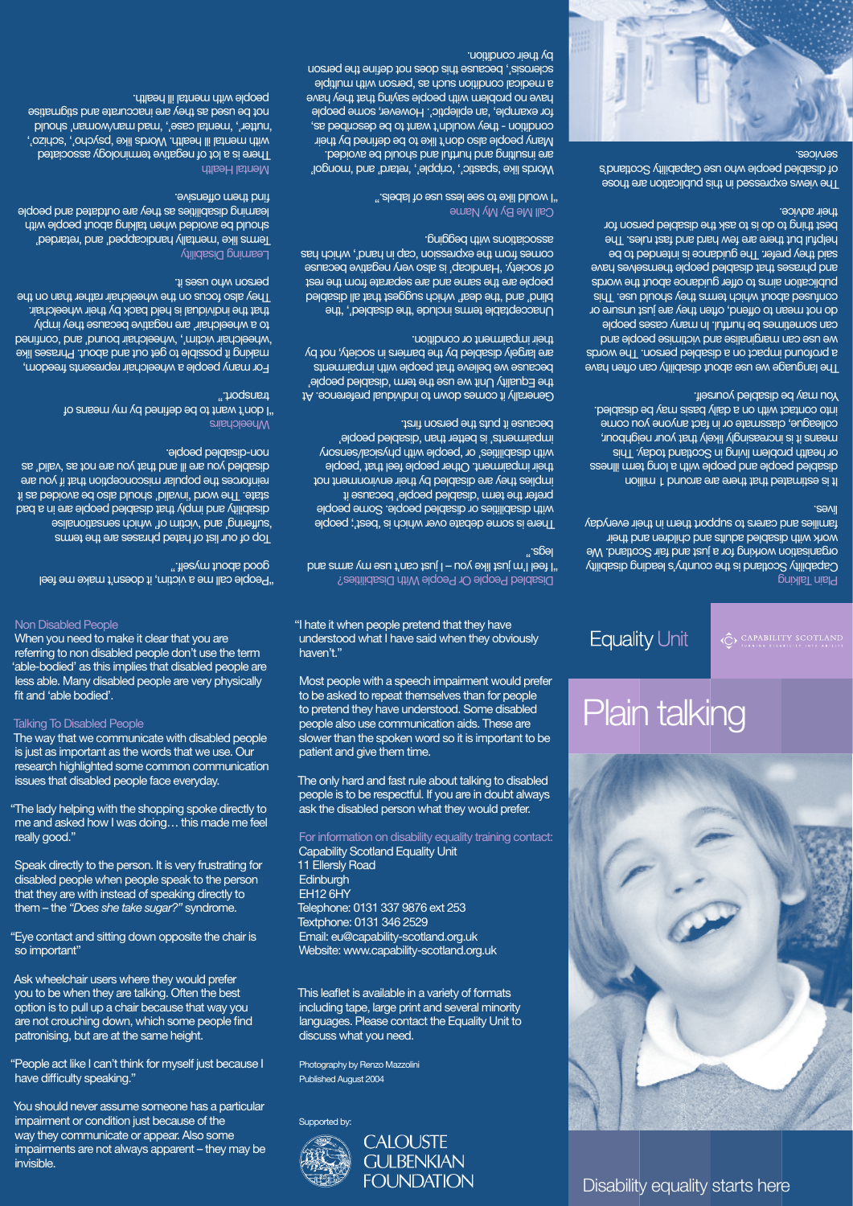# Plain talking

Equality Unit

CAPABILITY SCOTLAND

Disability equality starts here

## Plain Talking

Capability Scotland is the country's leading disability organisation working for a just and fair Scotland. We work with disabled adults and children and their families and carers to support them in their everyday lives.

It is estimated that there are around 1 million disabled people and people with a long term illness or health problem living in Scotland today. This means it is increasingly likely that your neighbour, colleague, classmate or in fact anyone you come into contact with on a daily basis may be disabled. You may be disabled yourself.

The language we use about disability can often have a profound impact on a disabled person. The words we use can marginalise and victimise people and can sometimes be hurtful. In many cases people do not mean to offend, often they are just unsure or confused about which terms they should use. This publication aims to offer guidance about the words and phrases that disabled people themselves have said they prefer. The guidance is intended to be helpful but there are few hard and fast rules. The best thing to do is to ask the disabled person for their advice.

The views expressed in this publication are those of disabled people who use Capability Scotland's services.

## Disabled People Or People With Disabilities?

"I feel I'm just like you – I just can't use my arms and legs."

There is some debate over which is 'best'; people with disabilities or disabled people. Some people prefer the term 'disabled people' because it implies they are disabled by their environment not their impairment. Other people feel that 'people with disabilities' or 'people with physical/sensory impairments' is better than 'disabled people' because it puts the person first.

Generally it comes down to individual preference. At the Equality Unit we use the term 'disabled people' because we believe that people with impairments are largely disabled by the barriers in society, not by their impairment or condition.

Unacceptable terms include 'the disabled', 'the blind' and 'the deaf' which suggest that all disabled people are the same and are separate from the rest of society. 'Handicap' is also very negative because it comes from the expression 'cap in hand', which has associations with begging.

## Call Me By My Name

"I would like to see less use of labels."

Words like 'spastic', 'cripple', 'retard' and 'mongol' are insulting and hurtful and should be avoided. Many people also don't like to be defined by their condition - they wouldn't want to be described as, for example, 'an epileptic'. However, some people have no problem with people saying that they have a medical condition such as, 'person with multiple sclerosis', because this does not define the person by their condition.

"People call me a victim, it doesn't make me feel good about myself."

Top of our list of hated phrases are the terms 'suffering' and 'victim of' which sensationalise disability and imply that disabled people are in a bad state. The word 'invalid' should also be avoided as it reinforces the popular misconception that if you are disabled you are ill and that you are not as 'valid' as non-disabled people.

## Wheelchairs

"I don't want to be defined by my means of transport."

For many people a wheelchair represents freedom, making it possible to get out and about. Phrases like 'wheelchair victim', 'wheelchair bound' and 'confined to a wheelchair' are negative because they imply that the individual is held back by their wheelchair. They also focus on the wheelchair rather than on the person who uses it.

## Learning Disability

Terms like 'mentally handicapped' and 'retarded' should be avoided when talking about people with learning disabilities as they are outdated and people find them offensive.

## Mental Health

There is a lot of negative terminology associated with mental ill health. Words like 'psycho', 'schizo', 'nutter', 'mental case', 'mad man/woman' should not be used as they are inaccurate and stigmatise people with mental ill health.

## Non Disabled People

When you need to make it clear that you are referring to non disabled people don't use the term 'able-bodied' as this implies that disabled people are less able. Many disabled people are very physically fit and 'able bodied'.

## Talking To Disabled People

The way that we communicate with disabled people is just as important as the words that we use. Our research highlighted some common communication issues that disabled people face everyday.

"The lady helping with the shopping spoke directly to me and asked how I was doing… this made me feel really good."

Speak directly to the person. It is very frustrating for disabled people when people speak to the person that they are with instead of speaking directly to them – the *"Does she take sugar?"* syndrome.

"Eye contact and sitting down opposite the chair is so important"

Ask wheelchair users where they would prefer you to be when they are talking. Often the best option is to pull up a chair because that way you are not crouching down, which some people find patronising, but are at the same height.

"People act like I can't think for myself just because I have difficulty speaking."

You should never assume someone has a particular impairment or condition just because of the way they communicate or appear. Also some impairments are not always apparent – they may be invisible.

"I hate it when people pretend that they have understood what I have said when they obviously haven't."

Most people with a speech impairment would prefer to be asked to repeat themselves than for people to pretend they have understood. Some disabled people also use communication aids. These are slower than the spoken word so it is important to be patient and give them time.

The only hard and fast rule about talking to disabled people is to be respectful. If you are in doubt always ask the disabled person what they would prefer.

For information on disability equality training contact:
Capability Scotland Equality Unit
11 Ellersly Road
Edinburgh
EH12 6HY
Telephone: 0131 337 9876 ext 253
Textphone: 0131 346 2529
Email: eu@capability-scotland.org.uk
Website: www.capability-scotland.org.uk

This leaflet is available in a variety of formats including tape, large print and several minority languages. Please contact the Equality Unit to discuss what you need.

Photography by Renzo Mazzolini
Published August 2004

Supported by:

CALOUSTE GULBENKIAN FOUNDATION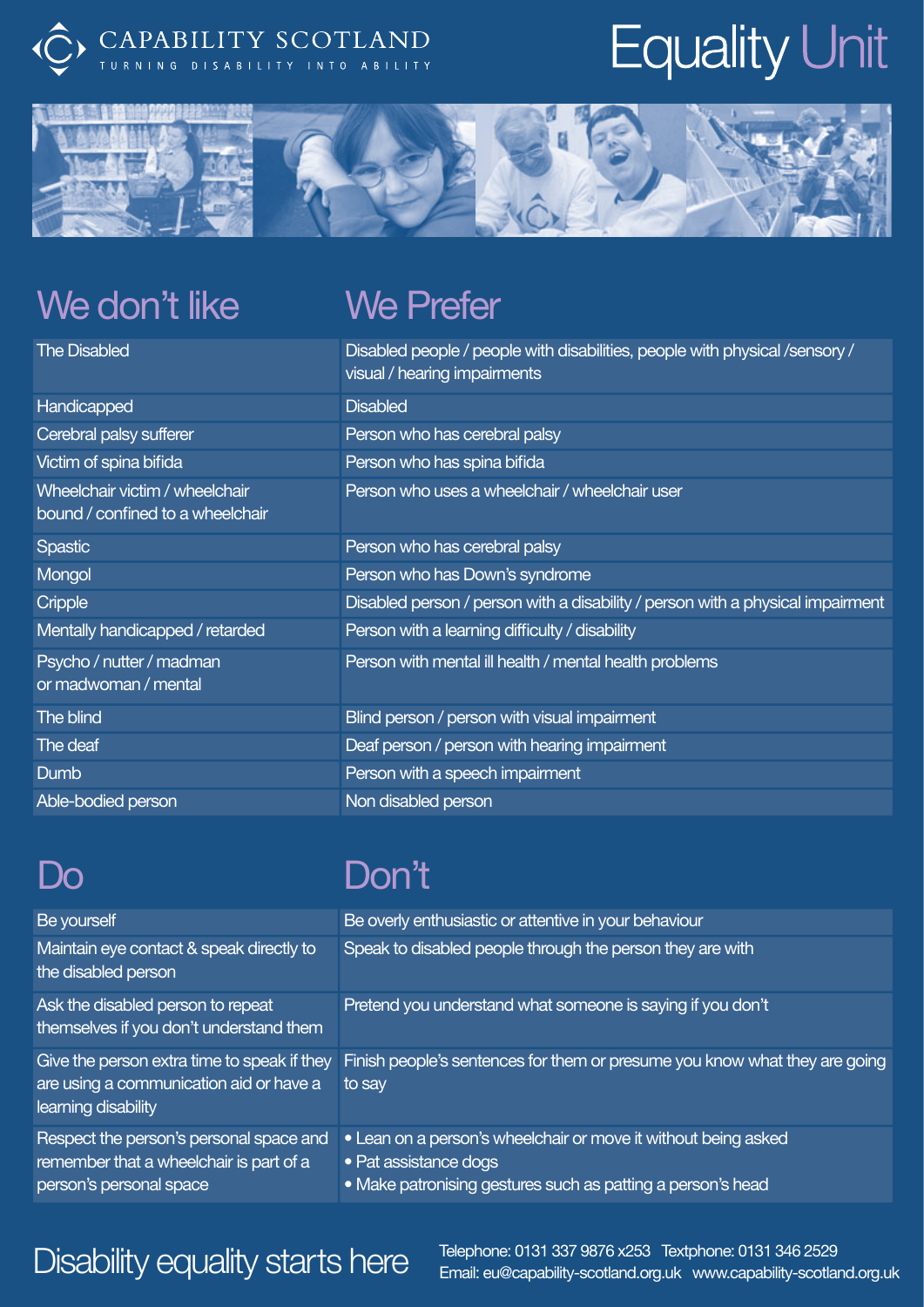CAPABILITY SCOTLAND

TURNING DISABILITY INTO ABILITY

# Equality Unit

| We don't like | We Prefer |
|---|---|
| The Disabled | Disabled people / people with disabilities, people with physical /sensory / visual / hearing impairments |
| Handicapped | Disabled |
| Cerebral palsy sufferer | Person who has cerebral palsy |
| Victim of spina bifida | Person who has spina bifida |
| Wheelchair victim / wheelchair bound / confined to a wheelchair | Person who uses a wheelchair / wheelchair user |
| Spastic | Person who has cerebral palsy |
| Mongol | Person who has Down's syndrome |
| Cripple | Disabled person / person with a disability / person with a physical impairment |
| Mentally handicapped / retarded | Person with a learning difficulty / disability |
| Psycho / nutter / madman or madwoman / mental | Person with mental ill health / mental health problems |
| The blind | Blind person / person with visual impairment |
| The deaf | Deaf person / person with hearing impairment |
| Dumb | Person with a speech impairment |
| Able-bodied person | Non disabled person |

| Do | Don't |
|---|---|
| Be yourself | Be overly enthusiastic or attentive in your behaviour |
| Maintain eye contact & speak directly to the disabled person | Speak to disabled people through the person they are with |
| Ask the disabled person to repeat themselves if you don't understand them | Pretend you understand what someone is saying if you don't |
| Give the person extra time to speak if they are using a communication aid or have a learning disability | Finish people's sentences for them or presume you know what they are going to say |
| Respect the person's personal space and remember that a wheelchair is part of a person's personal space | • Lean on a person's wheelchair or move it without being asked<br>• Pat assistance dogs<br>• Make patronising gestures such as patting a person's head |

## Disability equality starts here

Telephone: 0131 337 9876 x253 Textphone: 0131 346 2529
Email: eu@capability-scotland.org.uk www.capability-scotland.org.uk